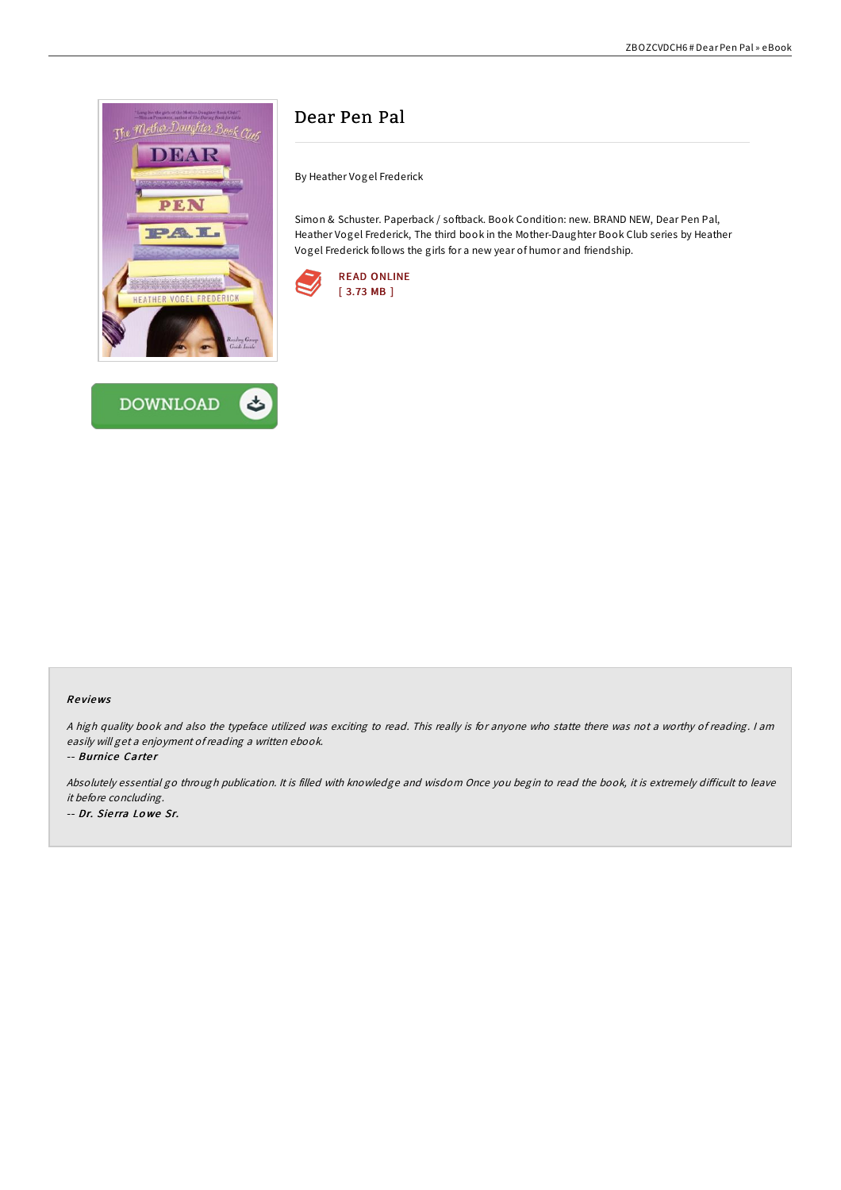# Dear Pen Pal

By Heather Vogel Frederick

Simon & Schuster. Paperback / softback. Book Condition: new. BRAND NEW, Dear Pen Pal, Heather Vogel Frederick, The third book in the Mother-Daughter Book Club series by Heather Vogel Frederick follows the girls for a new year of humor and friendship.

READ ONLINE
[ 3.73 MB ]

DOWNLOAD

## Reviews

*A high quality book and also the typeface utilized was exciting to read. This really is for anyone who statte there was not a worthy of reading. I am easily will get a enjoyment of reading a written ebook.*

-- ***Burnice Carter***

*Absolutely essential go through publication. It is filled with knowledge and wisdom Once you begin to read the book, it is extremely difficult to leave it before concluding.*

-- ***Dr. Sierra Lowe Sr.***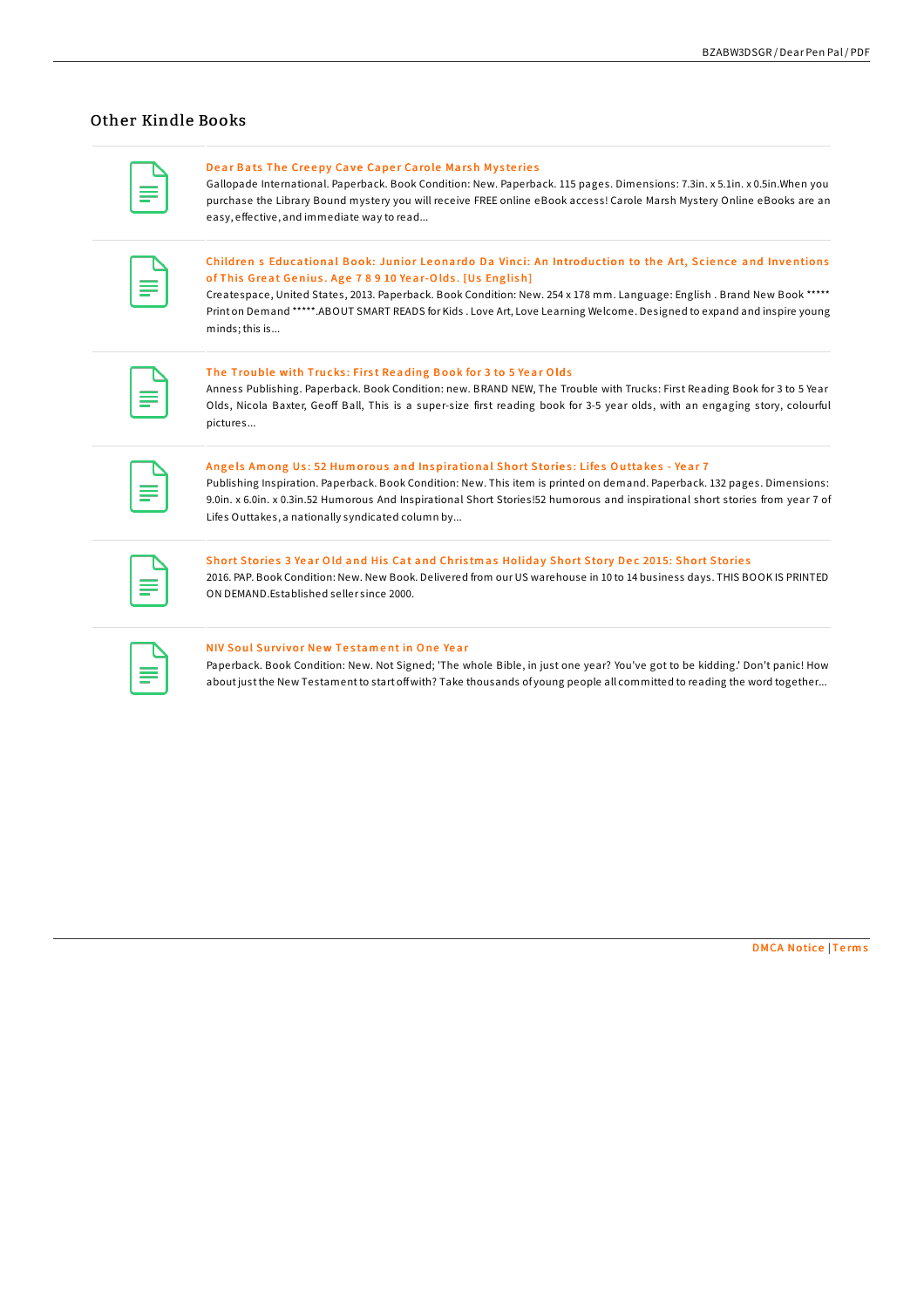## Other Kindle Books

### Dear Bats The Creepy Cave Caper Carole Marsh Mysteries

Gallopade International. Paperback. Book Condition: New. Paperback. 115 pages. Dimensions: 7.3in. x 5.1in. x 0.5in.When you purchase the Library Bound mystery you will receive FREE online eBook access! Carole Marsh Mystery Online eBooks are an easy, effective, and immediate way to read...

### Children s Educational Book: Junior Leonardo Da Vinci: An Introduction to the Art, Science and Inventions of This Great Genius. Age 7 8 9 10 Year-Olds. [Us English]

Createspace, United States, 2013. Paperback. Book Condition: New. 254 x 178 mm. Language: English . Brand New Book ***** Print on Demand *****.ABOUT SMART READS for Kids . Love Art, Love Learning Welcome. Designed to expand and inspire young minds; this is...

### The Trouble with Trucks: First Reading Book for 3 to 5 Year Olds

Anness Publishing. Paperback. Book Condition: new. BRAND NEW, The Trouble with Trucks: First Reading Book for 3 to 5 Year Olds, Nicola Baxter, Geoff Ball, This is a super-size first reading book for 3-5 year olds, with an engaging story, colourful pictures...

### Angels Among Us: 52 Humorous and Inspirational Short Stories: Lifes Outtakes - Year 7

Publishing Inspiration. Paperback. Book Condition: New. This item is printed on demand. Paperback. 132 pages. Dimensions: 9.0in. x 6.0in. x 0.3in.52 Humorous And Inspirational Short Stories!52 humorous and inspirational short stories from year 7 of Lifes Outtakes, a nationally syndicated column by...

### Short Stories 3 Year Old and His Cat and Christmas Holiday Short Story Dec 2015: Short Stories

2016. PAP. Book Condition: New. New Book. Delivered from our US warehouse in 10 to 14 business days. THIS BOOK IS PRINTED ON DEMAND.Established seller since 2000.

### NIV Soul Survivor New Testament in One Year

Paperback. Book Condition: New. Not Signed; 'The whole Bible, in just one year? You've got to be kidding.' Don't panic! How about just the New Testament to start off with? Take thousands of young people all committed to reading the word together...